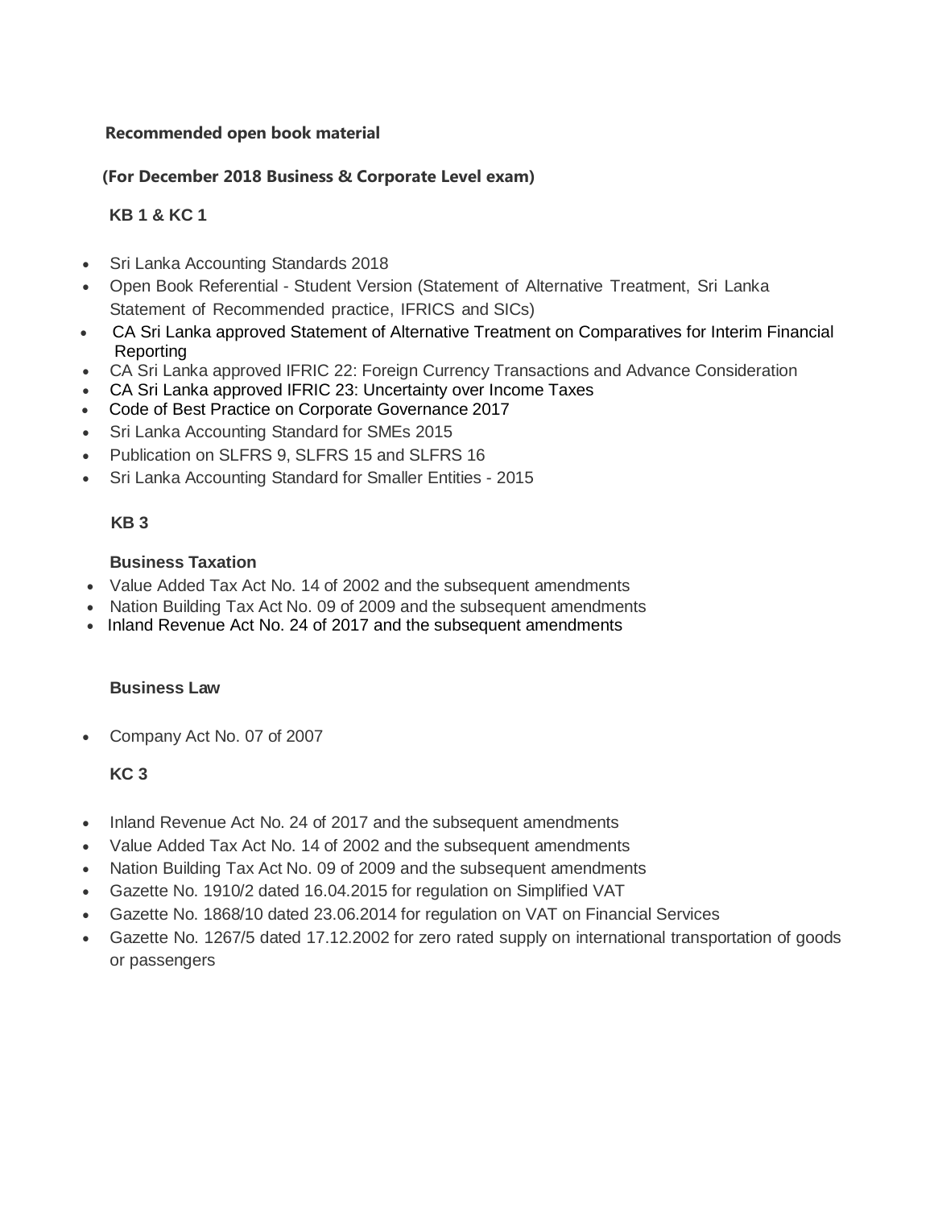**Recommended open book material**

**(For December 2018 Business & Corporate Level exam)**

**KB 1 & KC 1**

- Sri Lanka Accounting Standards 2018
- Open Book Referential - Student Version (Statement of Alternative Treatment, Sri Lanka Statement of Recommended practice, IFRICS and SICs)
- CA Sri Lanka approved Statement of Alternative Treatment on Comparatives for Interim Financial Reporting
- CA Sri Lanka approved IFRIC 22: Foreign Currency Transactions and Advance Consideration
- CA Sri Lanka approved IFRIC 23: Uncertainty over Income Taxes
- Code of Best Practice on Corporate Governance 2017
- Sri Lanka Accounting Standard for SMEs 2015
- Publication on SLFRS 9, SLFRS 15 and SLFRS 16
- Sri Lanka Accounting Standard for Smaller Entities - 2015

**KB 3**

**Business Taxation**

- Value Added Tax Act No. 14 of 2002 and the subsequent amendments
- Nation Building Tax Act No. 09 of 2009 and the subsequent amendments
- Inland Revenue Act No. 24 of 2017 and the subsequent amendments

**Business Law**

- Company Act No. 07 of 2007

**KC 3**

- Inland Revenue Act No. 24 of 2017 and the subsequent amendments
- Value Added Tax Act No. 14 of 2002 and the subsequent amendments
- Nation Building Tax Act No. 09 of 2009 and the subsequent amendments
- Gazette No. 1910/2 dated 16.04.2015 for regulation on Simplified VAT
- Gazette No. 1868/10 dated 23.06.2014 for regulation on VAT on Financial Services
- Gazette No. 1267/5 dated 17.12.2002 for zero rated supply on international transportation of goods or passengers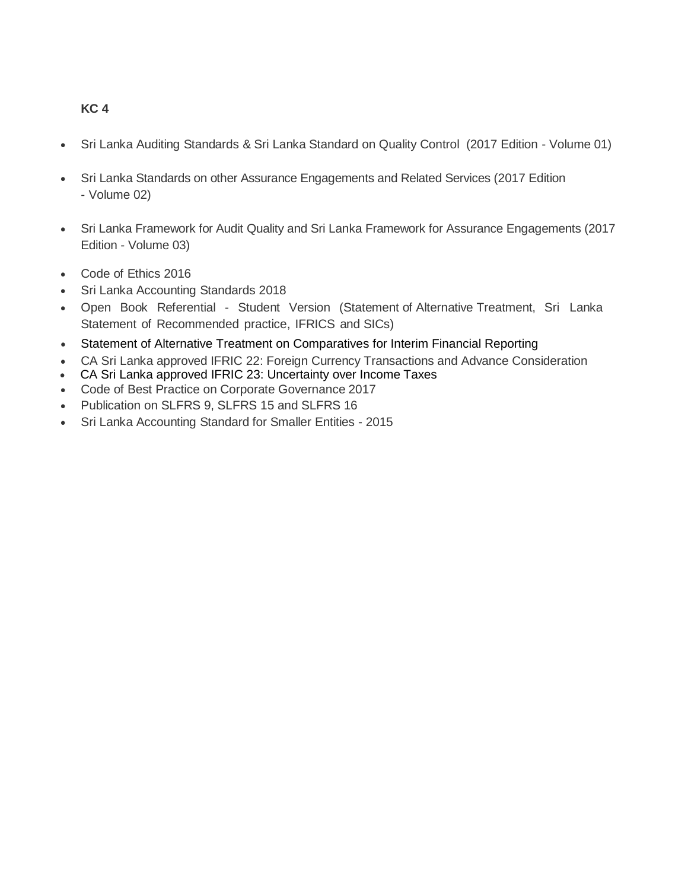**KC 4**

- Sri Lanka Auditing Standards & Sri Lanka Standard on Quality Control (2017 Edition - Volume 01)
- Sri Lanka Standards on other Assurance Engagements and Related Services (2017 Edition - Volume 02)
- Sri Lanka Framework for Audit Quality and Sri Lanka Framework for Assurance Engagements (2017 Edition - Volume 03)
- Code of Ethics 2016
- Sri Lanka Accounting Standards 2018
- Open Book Referential - Student Version (Statement of Alternative Treatment, Sri Lanka Statement of Recommended practice, IFRICS and SICs)
- Statement of Alternative Treatment on Comparatives for Interim Financial Reporting
- CA Sri Lanka approved IFRIC 22: Foreign Currency Transactions and Advance Consideration
- CA Sri Lanka approved IFRIC 23: Uncertainty over Income Taxes
- Code of Best Practice on Corporate Governance 2017
- Publication on SLFRS 9, SLFRS 15 and SLFRS 16
- Sri Lanka Accounting Standard for Smaller Entities - 2015